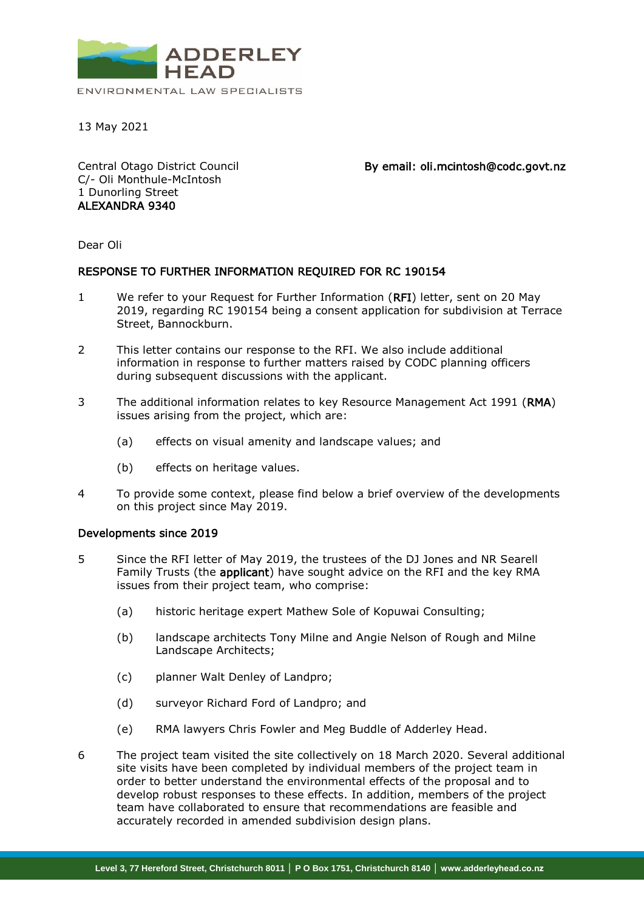ADDERLEY HEAD

ENVIRONMENTAL LAW SPECIALISTS

13 May 2021

Central Otago District Council
C/- Oli Monthule-McIntosh
1 Dunorling Street
**ALEXANDRA 9340**

**By email: oli.mcintosh@codc.govt.nz**

Dear Oli

**RESPONSE TO FURTHER INFORMATION REQUIRED FOR RC 190154**

1. We refer to your Request for Further Information (**RFI**) letter, sent on 20 May 2019, regarding RC 190154 being a consent application for subdivision at Terrace Street, Bannockburn.

2. This letter contains our response to the RFI. We also include additional information in response to further matters raised by CODC planning officers during subsequent discussions with the applicant.

3. The additional information relates to key Resource Management Act 1991 (**RMA**) issues arising from the project, which are:

   (a) effects on visual amenity and landscape values; and

   (b) effects on heritage values.

4. To provide some context, please find below a brief overview of the developments on this project since May 2019.

**Developments since 2019**

5. Since the RFI letter of May 2019, the trustees of the DJ Jones and NR Searell Family Trusts (the **applicant**) have sought advice on the RFI and the key RMA issues from their project team, who comprise:

   (a) historic heritage expert Mathew Sole of Kopuwai Consulting;

   (b) landscape architects Tony Milne and Angie Nelson of Rough and Milne Landscape Architects;

   (c) planner Walt Denley of Landpro;

   (d) surveyor Richard Ford of Landpro; and

   (e) RMA lawyers Chris Fowler and Meg Buddle of Adderley Head.

6. The project team visited the site collectively on 18 March 2020. Several additional site visits have been completed by individual members of the project team in order to better understand the environmental effects of the proposal and to develop robust responses to these effects. In addition, members of the project team have collaborated to ensure that recommendations are feasible and accurately recorded in amended subdivision design plans.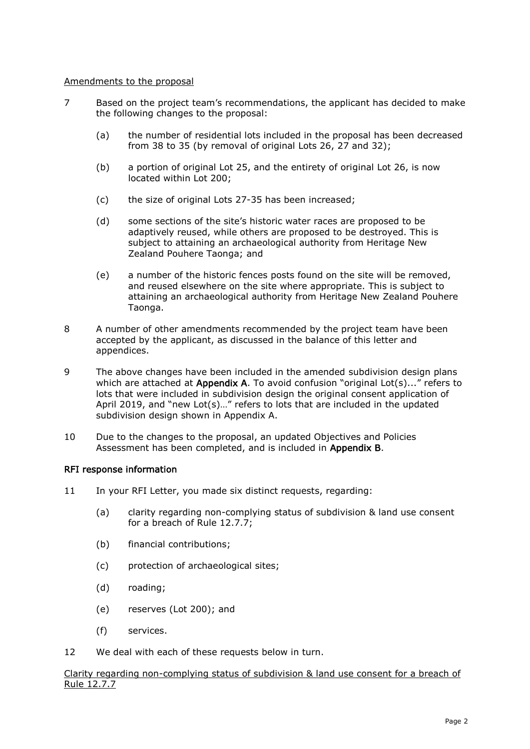Amendments to the proposal

7 Based on the project team's recommendations, the applicant has decided to make the following changes to the proposal:

(a) the number of residential lots included in the proposal has been decreased from 38 to 35 (by removal of original Lots 26, 27 and 32);

(b) a portion of original Lot 25, and the entirety of original Lot 26, is now located within Lot 200;

(c) the size of original Lots 27-35 has been increased;

(d) some sections of the site's historic water races are proposed to be adaptively reused, while others are proposed to be destroyed. This is subject to attaining an archaeological authority from Heritage New Zealand Pouhere Taonga; and

(e) a number of the historic fences posts found on the site will be removed, and reused elsewhere on the site where appropriate. This is subject to attaining an archaeological authority from Heritage New Zealand Pouhere Taonga.

8 A number of other amendments recommended by the project team have been accepted by the applicant, as discussed in the balance of this letter and appendices.

9 The above changes have been included in the amended subdivision design plans which are attached at **Appendix A**. To avoid confusion "original Lot(s)..." refers to lots that were included in subdivision design the original consent application of April 2019, and "new Lot(s)…" refers to lots that are included in the updated subdivision design shown in Appendix A.

10 Due to the changes to the proposal, an updated Objectives and Policies Assessment has been completed, and is included in **Appendix B**.

**RFI response information**

11 In your RFI Letter, you made six distinct requests, regarding:

(a) clarity regarding non-complying status of subdivision & land use consent for a breach of Rule 12.7.7;

(b) financial contributions;

(c) protection of archaeological sites;

(d) roading;

(e) reserves (Lot 200); and

(f) services.

12 We deal with each of these requests below in turn.

Clarity regarding non-complying status of subdivision & land use consent for a breach of Rule 12.7.7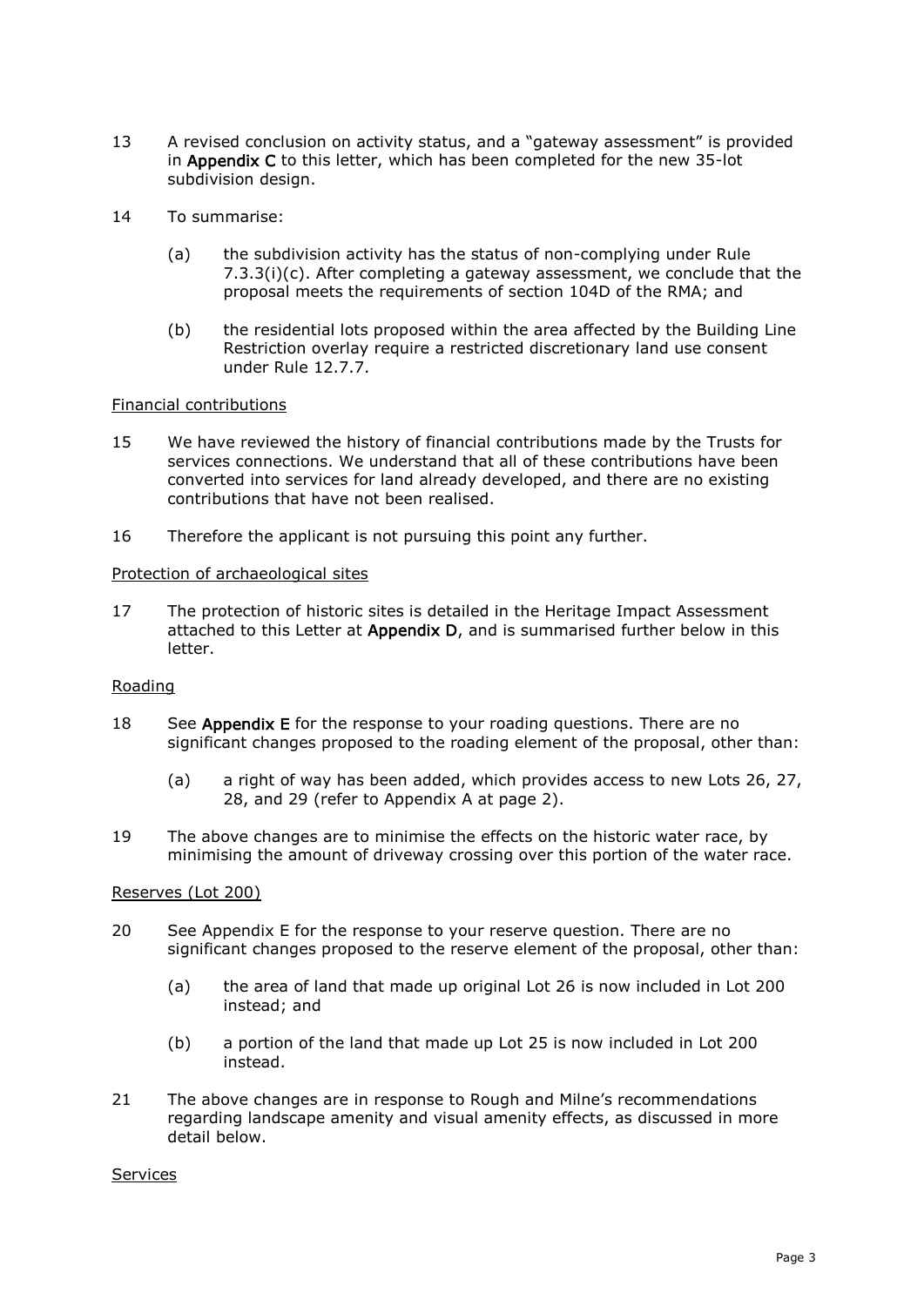13 A revised conclusion on activity status, and a "gateway assessment" is provided in **Appendix C** to this letter, which has been completed for the new 35-lot subdivision design.

14 To summarise:

(a) the subdivision activity has the status of non-complying under Rule 7.3.3(i)(c). After completing a gateway assessment, we conclude that the proposal meets the requirements of section 104D of the RMA; and

(b) the residential lots proposed within the area affected by the Building Line Restriction overlay require a restricted discretionary land use consent under Rule 12.7.7.

<u>Financial contributions</u>

15 We have reviewed the history of financial contributions made by the Trusts for services connections. We understand that all of these contributions have been converted into services for land already developed, and there are no existing contributions that have not been realised.

16 Therefore the applicant is not pursuing this point any further.

<u>Protection of archaeological sites</u>

17 The protection of historic sites is detailed in the Heritage Impact Assessment attached to this Letter at **Appendix D**, and is summarised further below in this letter.

<u>Roading</u>

18 See **Appendix E** for the response to your roading questions. There are no significant changes proposed to the roading element of the proposal, other than:

(a) a right of way has been added, which provides access to new Lots 26, 27, 28, and 29 (refer to Appendix A at page 2).

19 The above changes are to minimise the effects on the historic water race, by minimising the amount of driveway crossing over this portion of the water race.

<u>Reserves (Lot 200)</u>

20 See Appendix E for the response to your reserve question. There are no significant changes proposed to the reserve element of the proposal, other than:

(a) the area of land that made up original Lot 26 is now included in Lot 200 instead; and

(b) a portion of the land that made up Lot 25 is now included in Lot 200 instead.

21 The above changes are in response to Rough and Milne's recommendations regarding landscape amenity and visual amenity effects, as discussed in more detail below.

<u>Services</u>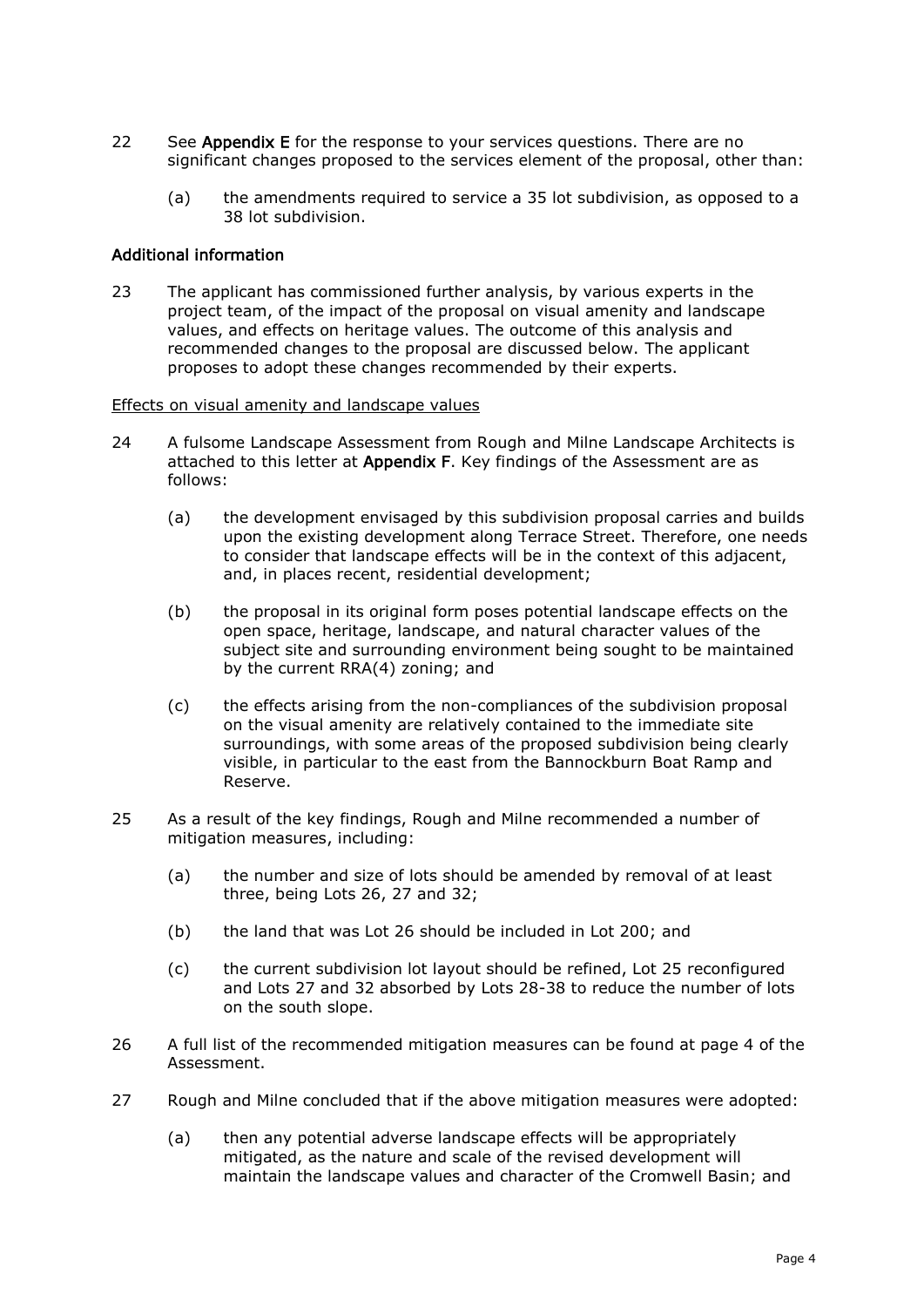22 See **Appendix E** for the response to your services questions. There are no significant changes proposed to the services element of the proposal, other than:

   (a) the amendments required to service a 35 lot subdivision, as opposed to a 38 lot subdivision.

**Additional information**

23 The applicant has commissioned further analysis, by various experts in the project team, of the impact of the proposal on visual amenity and landscape values, and effects on heritage values. The outcome of this analysis and recommended changes to the proposal are discussed below. The applicant proposes to adopt these changes recommended by their experts.

<u>Effects on visual amenity and landscape values</u>

24 A fulsome Landscape Assessment from Rough and Milne Landscape Architects is attached to this letter at **Appendix F**. Key findings of the Assessment are as follows:

   (a) the development envisaged by this subdivision proposal carries and builds upon the existing development along Terrace Street. Therefore, one needs to consider that landscape effects will be in the context of this adjacent, and, in places recent, residential development;

   (b) the proposal in its original form poses potential landscape effects on the open space, heritage, landscape, and natural character values of the subject site and surrounding environment being sought to be maintained by the current RRA(4) zoning; and

   (c) the effects arising from the non-compliances of the subdivision proposal on the visual amenity are relatively contained to the immediate site surroundings, with some areas of the proposed subdivision being clearly visible, in particular to the east from the Bannockburn Boat Ramp and Reserve.

25 As a result of the key findings, Rough and Milne recommended a number of mitigation measures, including:

   (a) the number and size of lots should be amended by removal of at least three, being Lots 26, 27 and 32;

   (b) the land that was Lot 26 should be included in Lot 200; and

   (c) the current subdivision lot layout should be refined, Lot 25 reconfigured and Lots 27 and 32 absorbed by Lots 28-38 to reduce the number of lots on the south slope.

26 A full list of the recommended mitigation measures can be found at page 4 of the Assessment.

27 Rough and Milne concluded that if the above mitigation measures were adopted:

   (a) then any potential adverse landscape effects will be appropriately mitigated, as the nature and scale of the revised development will maintain the landscape values and character of the Cromwell Basin; and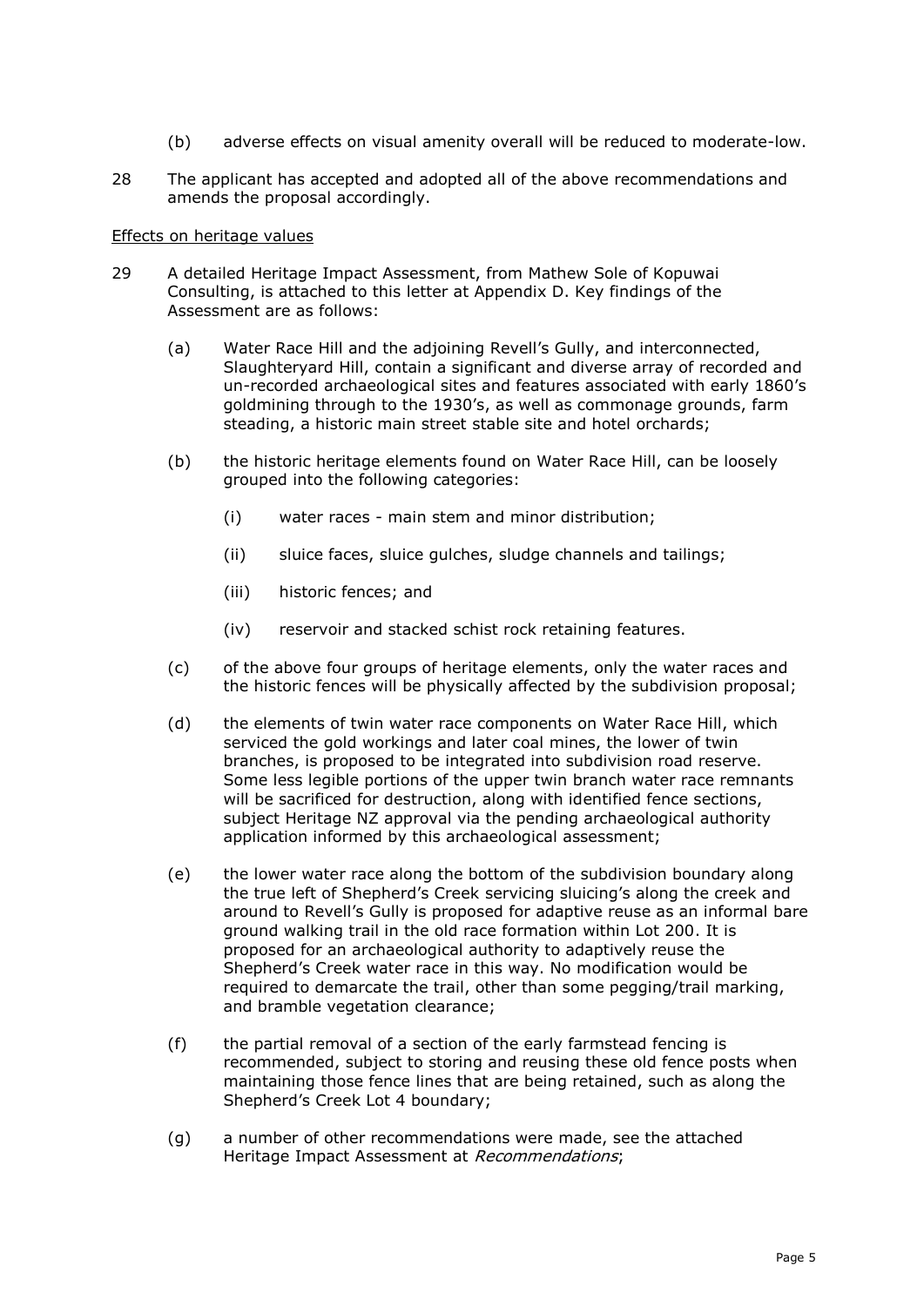(b) adverse effects on visual amenity overall will be reduced to moderate-low.

28 The applicant has accepted and adopted all of the above recommendations and amends the proposal accordingly.

<u>Effects on heritage values</u>

29 A detailed Heritage Impact Assessment, from Mathew Sole of Kopuwai Consulting, is attached to this letter at Appendix D. Key findings of the Assessment are as follows:

(a) Water Race Hill and the adjoining Revell's Gully, and interconnected, Slaughteryard Hill, contain a significant and diverse array of recorded and un-recorded archaeological sites and features associated with early 1860's goldmining through to the 1930's, as well as commonage grounds, farm steading, a historic main street stable site and hotel orchards;

(b) the historic heritage elements found on Water Race Hill, can be loosely grouped into the following categories:

(i) water races - main stem and minor distribution;

(ii) sluice faces, sluice gulches, sludge channels and tailings;

(iii) historic fences; and

(iv) reservoir and stacked schist rock retaining features.

(c) of the above four groups of heritage elements, only the water races and the historic fences will be physically affected by the subdivision proposal;

(d) the elements of twin water race components on Water Race Hill, which serviced the gold workings and later coal mines, the lower of twin branches, is proposed to be integrated into subdivision road reserve. Some less legible portions of the upper twin branch water race remnants will be sacrificed for destruction, along with identified fence sections, subject Heritage NZ approval via the pending archaeological authority application informed by this archaeological assessment;

(e) the lower water race along the bottom of the subdivision boundary along the true left of Shepherd's Creek servicing sluicing's along the creek and around to Revell's Gully is proposed for adaptive reuse as an informal bare ground walking trail in the old race formation within Lot 200. It is proposed for an archaeological authority to adaptively reuse the Shepherd's Creek water race in this way. No modification would be required to demarcate the trail, other than some pegging/trail marking, and bramble vegetation clearance;

(f) the partial removal of a section of the early farmstead fencing is recommended, subject to storing and reusing these old fence posts when maintaining those fence lines that are being retained, such as along the Shepherd's Creek Lot 4 boundary;

(g) a number of other recommendations were made, see the attached Heritage Impact Assessment at *Recommendations*;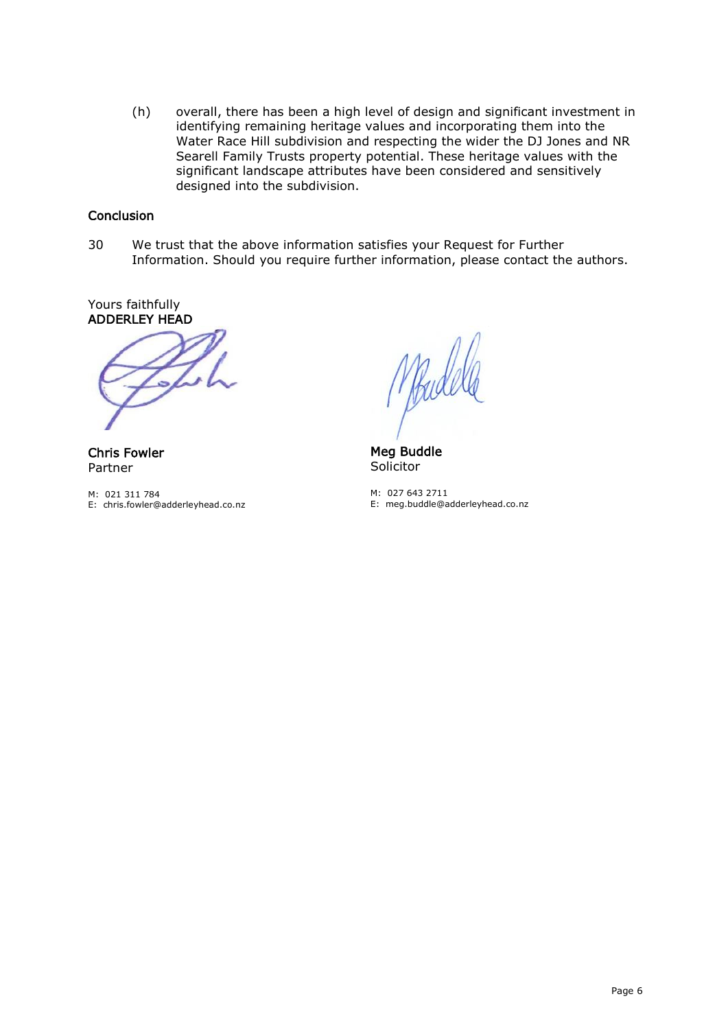(h) overall, there has been a high level of design and significant investment in identifying remaining heritage values and incorporating them into the Water Race Hill subdivision and respecting the wider the DJ Jones and NR Searell Family Trusts property potential. These heritage values with the significant landscape attributes have been considered and sensitively designed into the subdivision.

## Conclusion

30 We trust that the above information satisfies your Request for Further Information. Should you require further information, please contact the authors.

Yours faithfully
**ADDERLEY HEAD**

**Chris Fowler**
Partner

M: 021 311 784
E: chris.fowler@adderleyhead.co.nz

**Meg Buddle**
Solicitor

M: 027 643 2711
E: meg.buddle@adderleyhead.co.nz